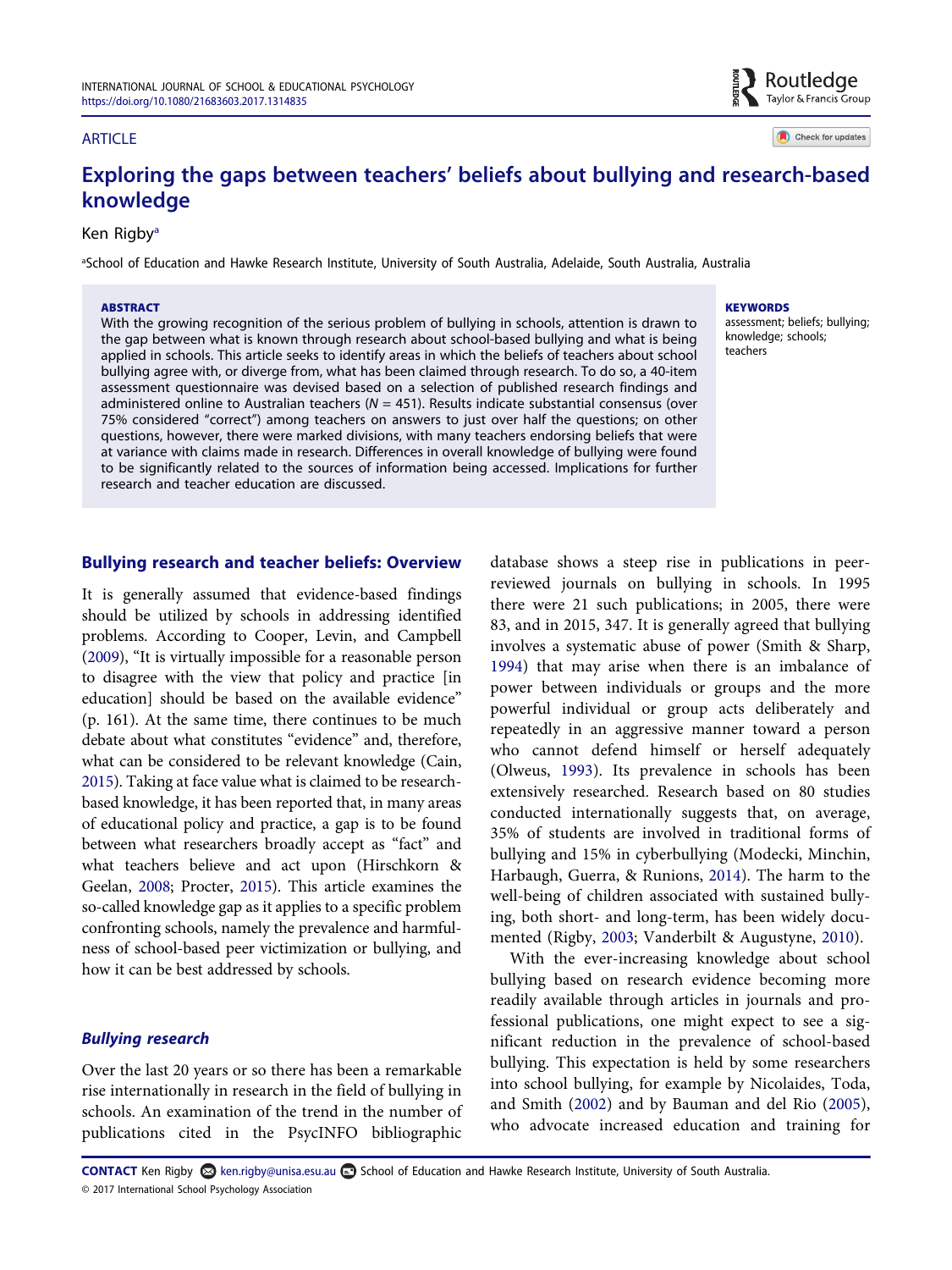ARTICLE

# Exploring the gaps between teachers' beliefs about bullying and research-based knowledge

Ken Rigby[a]

[a]School of Education and Hawke Research Institute, University of South Australia, Adelaide, South Australia, Australia

**ABSTRACT**

With the growing recognition of the serious problem of bullying in schools, attention is drawn to the gap between what is known through research about school-based bullying and what is being applied in schools. This article seeks to identify areas in which the beliefs of teachers about school bullying agree with, or diverge from, what has been claimed through research. To do so, a 40-item assessment questionnaire was devised based on a selection of published research findings and administered online to Australian teachers ($N = 451$). Results indicate substantial consensus (over 75% considered "correct") among teachers on answers to just over half the questions; on other questions, however, there were marked divisions, with many teachers endorsing beliefs that were at variance with claims made in research. Differences in overall knowledge of bullying were found to be significantly related to the sources of information being accessed. Implications for further research and teacher education are discussed.

**KEYWORDS**

assessment; beliefs; bullying; knowledge; schools; teachers

## Bullying research and teacher beliefs: Overview

It is generally assumed that evidence-based findings should be utilized by schools in addressing identified problems. According to Cooper, Levin, and Campbell (2009), "It is virtually impossible for a reasonable person to disagree with the view that policy and practice [in education] should be based on the available evidence" (p. 161). At the same time, there continues to be much debate about what constitutes "evidence" and, therefore, what can be considered to be relevant knowledge (Cain, 2015). Taking at face value what is claimed to be research-based knowledge, it has been reported that, in many areas of educational policy and practice, a gap is to be found between what researchers broadly accept as "fact" and what teachers believe and act upon (Hirschkorn & Geelan, 2008; Procter, 2015). This article examines the so-called knowledge gap as it applies to a specific problem confronting schools, namely the prevalence and harmfulness of school-based peer victimization or bullying, and how it can be best addressed by schools.

### *Bullying research*

Over the last 20 years or so there has been a remarkable rise internationally in research in the field of bullying in schools. An examination of the trend in the number of publications cited in the PsycINFO bibliographic database shows a steep rise in publications in peer-reviewed journals on bullying in schools. In 1995 there were 21 such publications; in 2005, there were 83, and in 2015, 347. It is generally agreed that bullying involves a systematic abuse of power (Smith & Sharp, 1994) that may arise when there is an imbalance of power between individuals or groups and the more powerful individual or group acts deliberately and repeatedly in an aggressive manner toward a person who cannot defend himself or herself adequately (Olweus, 1993). Its prevalence in schools has been extensively researched. Research based on 80 studies conducted internationally suggests that, on average, 35% of students are involved in traditional forms of bullying and 15% in cyberbullying (Modecki, Minchin, Harbaugh, Guerra, & Runions, 2014). The harm to the well-being of children associated with sustained bullying, both short- and long-term, has been widely documented (Rigby, 2003; Vanderbilt & Augustyne, 2010).

With the ever-increasing knowledge about school bullying based on research evidence becoming more readily available through articles in journals and professional publications, one might expect to see a significant reduction in the prevalence of school-based bullying. This expectation is held by some researchers into school bullying, for example by Nicolaides, Toda, and Smith (2002) and by Bauman and del Rio (2005), who advocate increased education and training for

**CONTACT** Ken Rigby ken.rigby@unisa.esu.au School of Education and Hawke Research Institute, University of South Australia.

© 2017 International School Psychology Association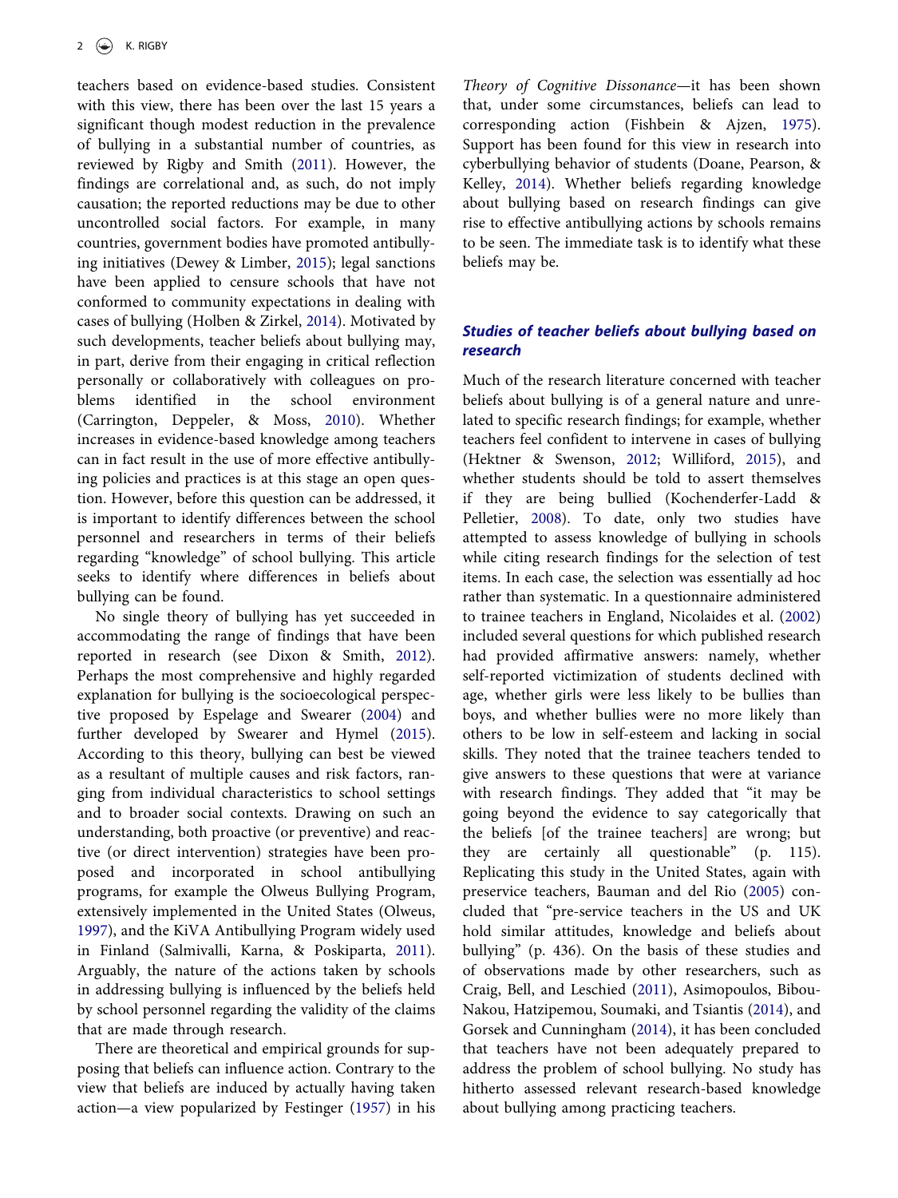teachers based on evidence-based studies. Consistent with this view, there has been over the last 15 years a significant though modest reduction in the prevalence of bullying in a substantial number of countries, as reviewed by Rigby and Smith (2011). However, the findings are correlational and, as such, do not imply causation; the reported reductions may be due to other uncontrolled social factors. For example, in many countries, government bodies have promoted antibullying initiatives (Dewey & Limber, 2015); legal sanctions have been applied to censure schools that have not conformed to community expectations in dealing with cases of bullying (Holben & Zirkel, 2014). Motivated by such developments, teacher beliefs about bullying may, in part, derive from their engaging in critical reflection personally or collaboratively with colleagues on problems identified in the school environment (Carrington, Deppeler, & Moss, 2010). Whether increases in evidence-based knowledge among teachers can in fact result in the use of more effective antibullying policies and practices is at this stage an open question. However, before this question can be addressed, it is important to identify differences between the school personnel and researchers in terms of their beliefs regarding "knowledge" of school bullying. This article seeks to identify where differences in beliefs about bullying can be found.

No single theory of bullying has yet succeeded in accommodating the range of findings that have been reported in research (see Dixon & Smith, 2012). Perhaps the most comprehensive and highly regarded explanation for bullying is the socioecological perspective proposed by Espelage and Swearer (2004) and further developed by Swearer and Hymel (2015). According to this theory, bullying can best be viewed as a resultant of multiple causes and risk factors, ranging from individual characteristics to school settings and to broader social contexts. Drawing on such an understanding, both proactive (or preventive) and reactive (or direct intervention) strategies have been proposed and incorporated in school antibullying programs, for example the Olweus Bullying Program, extensively implemented in the United States (Olweus, 1997), and the KiVA Antibullying Program widely used in Finland (Salmivalli, Karna, & Poskiparta, 2011). Arguably, the nature of the actions taken by schools in addressing bullying is influenced by the beliefs held by school personnel regarding the validity of the claims that are made through research.

There are theoretical and empirical grounds for supposing that beliefs can influence action. Contrary to the view that beliefs are induced by actually having taken action—a view popularized by Festinger (1957) in his *Theory of Cognitive Dissonance*—it has been shown that, under some circumstances, beliefs can lead to corresponding action (Fishbein & Ajzen, 1975). Support has been found for this view in research into cyberbullying behavior of students (Doane, Pearson, & Kelley, 2014). Whether beliefs regarding knowledge about bullying based on research findings can give rise to effective antibullying actions by schools remains to be seen. The immediate task is to identify what these beliefs may be.

## *Studies of teacher beliefs about bullying based on research*

Much of the research literature concerned with teacher beliefs about bullying is of a general nature and unrelated to specific research findings; for example, whether teachers feel confident to intervene in cases of bullying (Hektner & Swenson, 2012; Williford, 2015), and whether students should be told to assert themselves if they are being bullied (Kochenderfer-Ladd & Pelletier, 2008). To date, only two studies have attempted to assess knowledge of bullying in schools while citing research findings for the selection of test items. In each case, the selection was essentially ad hoc rather than systematic. In a questionnaire administered to trainee teachers in England, Nicolaides et al. (2002) included several questions for which published research had provided affirmative answers: namely, whether self-reported victimization of students declined with age, whether girls were less likely to be bullies than boys, and whether bullies were no more likely than others to be low in self-esteem and lacking in social skills. They noted that the trainee teachers tended to give answers to these questions that were at variance with research findings. They added that "it may be going beyond the evidence to say categorically that the beliefs [of the trainee teachers] are wrong; but they are certainly all questionable" (p. 115). Replicating this study in the United States, again with preservice teachers, Bauman and del Rio (2005) concluded that "pre-service teachers in the US and UK hold similar attitudes, knowledge and beliefs about bullying" (p. 436). On the basis of these studies and of observations made by other researchers, such as Craig, Bell, and Leschied (2011), Asimopoulos, Bibou-Nakou, Hatzipemou, Soumaki, and Tsiantis (2014), and Gorsek and Cunningham (2014), it has been concluded that teachers have not been adequately prepared to address the problem of school bullying. No study has hitherto assessed relevant research-based knowledge about bullying among practicing teachers.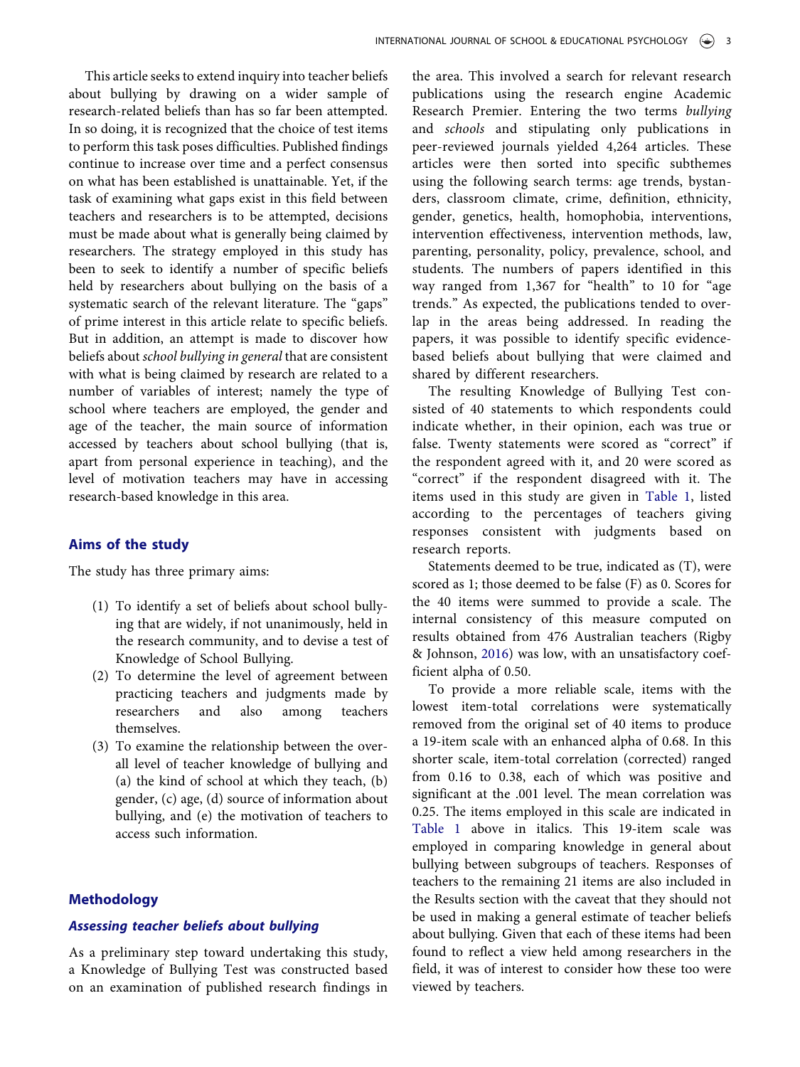This article seeks to extend inquiry into teacher beliefs about bullying by drawing on a wider sample of research-related beliefs than has so far been attempted. In so doing, it is recognized that the choice of test items to perform this task poses difficulties. Published findings continue to increase over time and a perfect consensus on what has been established is unattainable. Yet, if the task of examining what gaps exist in this field between teachers and researchers is to be attempted, decisions must be made about what is generally being claimed by researchers. The strategy employed in this study has been to seek to identify a number of specific beliefs held by researchers about bullying on the basis of a systematic search of the relevant literature. The "gaps" of prime interest in this article relate to specific beliefs. But in addition, an attempt is made to discover how beliefs about *school bullying in general* that are consistent with what is being claimed by research are related to a number of variables of interest; namely the type of school where teachers are employed, the gender and age of the teacher, the main source of information accessed by teachers about school bullying (that is, apart from personal experience in teaching), and the level of motivation teachers may have in accessing research-based knowledge in this area.

## Aims of the study

The study has three primary aims:

(1) To identify a set of beliefs about school bullying that are widely, if not unanimously, held in the research community, and to devise a test of Knowledge of School Bullying.

(2) To determine the level of agreement between practicing teachers and judgments made by researchers and also among teachers themselves.

(3) To examine the relationship between the overall level of teacher knowledge of bullying and (a) the kind of school at which they teach, (b) gender, (c) age, (d) source of information about bullying, and (e) the motivation of teachers to access such information.

## Methodology

### *Assessing teacher beliefs about bullying*

As a preliminary step toward undertaking this study, a Knowledge of Bullying Test was constructed based on an examination of published research findings in the area. This involved a search for relevant research publications using the research engine Academic Research Premier. Entering the two terms *bullying* and *schools* and stipulating only publications in peer-reviewed journals yielded 4,264 articles. These articles were then sorted into specific subthemes using the following search terms: age trends, bystanders, classroom climate, crime, definition, ethnicity, gender, genetics, health, homophobia, interventions, intervention effectiveness, intervention methods, law, parenting, personality, policy, prevalence, school, and students. The numbers of papers identified in this way ranged from 1,367 for "health" to 10 for "age trends." As expected, the publications tended to overlap in the areas being addressed. In reading the papers, it was possible to identify specific evidence-based beliefs about bullying that were claimed and shared by different researchers.

The resulting Knowledge of Bullying Test consisted of 40 statements to which respondents could indicate whether, in their opinion, each was true or false. Twenty statements were scored as "correct" if the respondent agreed with it, and 20 were scored as "correct" if the respondent disagreed with it. The items used in this study are given in Table 1, listed according to the percentages of teachers giving responses consistent with judgments based on research reports.

Statements deemed to be true, indicated as (T), were scored as 1; those deemed to be false (F) as 0. Scores for the 40 items were summed to provide a scale. The internal consistency of this measure computed on results obtained from 476 Australian teachers (Rigby & Johnson, 2016) was low, with an unsatisfactory coefficient alpha of 0.50.

To provide a more reliable scale, items with the lowest item-total correlations were systematically removed from the original set of 40 items to produce a 19-item scale with an enhanced alpha of 0.68. In this shorter scale, item-total correlation (corrected) ranged from 0.16 to 0.38, each of which was positive and significant at the .001 level. The mean correlation was 0.25. The items employed in this scale are indicated in Table 1 above in italics. This 19-item scale was employed in comparing knowledge in general about bullying between subgroups of teachers. Responses of teachers to the remaining 21 items are also included in the Results section with the caveat that they should not be used in making a general estimate of teacher beliefs about bullying. Given that each of these items had been found to reflect a view held among researchers in the field, it was of interest to consider how these too were viewed by teachers.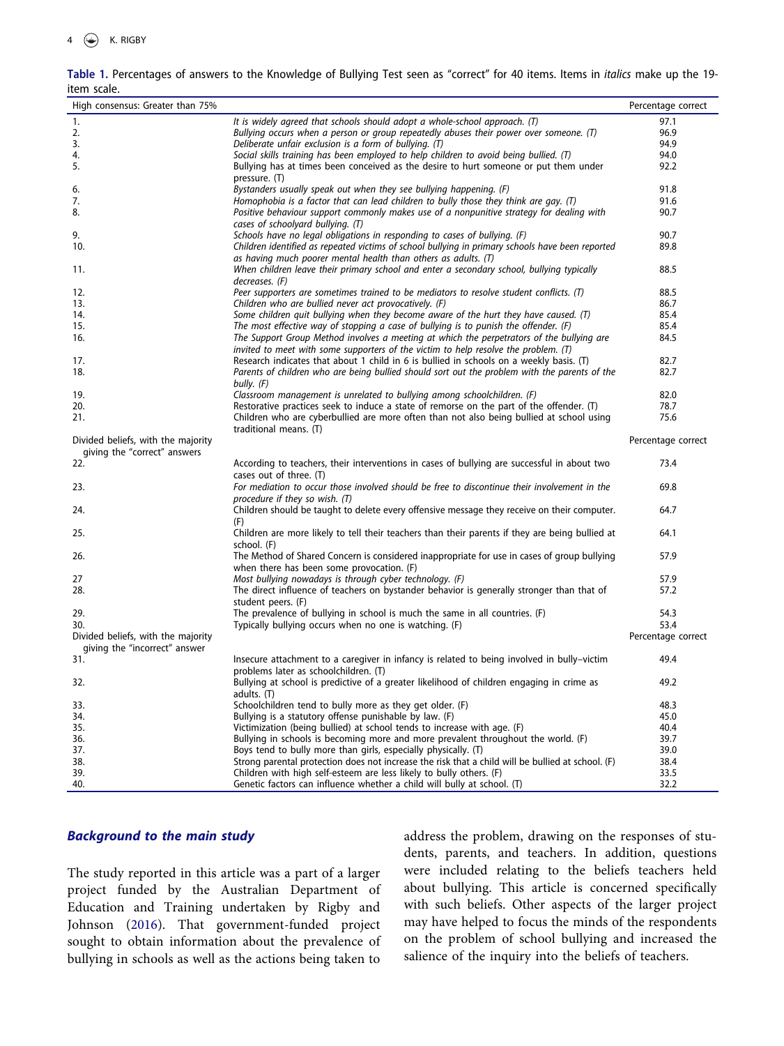**Table 1.** Percentages of answers to the Knowledge of Bullying Test seen as "correct" for 40 items. Items in *italics* make up the 19-item scale.

| High consensus: Greater than 75% | | Percentage correct |
|---|---|---|
| 1. | *It is widely agreed that schools should adopt a whole-school approach. (T)* | 97.1 |
| 2. | *Bullying occurs when a person or group repeatedly abuses their power over someone. (T)* | 96.9 |
| 3. | *Deliberate unfair exclusion is a form of bullying. (T)* | 94.9 |
| 4. | *Social skills training has been employed to help children to avoid being bullied. (T)* | 94.0 |
| 5. | Bullying has at times been conceived as the desire to hurt someone or put them under pressure. (T) | 92.2 |
| 6. | *Bystanders usually speak out when they see bullying happening. (F)* | 91.8 |
| 7. | *Homophobia is a factor that can lead children to bully those they think are gay. (T)* | 91.6 |
| 8. | *Positive behaviour support commonly makes use of a nonpunitive strategy for dealing with cases of schoolyard bullying. (T)* | 90.7 |
| 9. | *Schools have no legal obligations in responding to cases of bullying. (F)* | 90.7 |
| 10. | *Children identified as repeated victims of school bullying in primary schools have been reported as having much poorer mental health than others as adults. (T)* | 89.8 |
| 11. | *When children leave their primary school and enter a secondary school, bullying typically decreases. (F)* | 88.5 |
| 12. | *Peer supporters are sometimes trained to be mediators to resolve student conflicts. (T)* | 88.5 |
| 13. | *Children who are bullied never act provocatively. (F)* | 86.7 |
| 14. | *Some children quit bullying when they become aware of the hurt they have caused. (T)* | 85.4 |
| 15. | *The most effective way of stopping a case of bullying is to punish the offender. (F)* | 85.4 |
| 16. | *The Support Group Method involves a meeting at which the perpetrators of the bullying are invited to meet with some supporters of the victim to help resolve the problem. (T)* | 84.5 |
| 17. | Research indicates that about 1 child in 6 is bullied in schools on a weekly basis. (T) | 82.7 |
| 18. | *Parents of children who are being bullied should sort out the problem with the parents of the bully. (F)* | 82.7 |
| 19. | *Classroom management is unrelated to bullying among schoolchildren. (F)* | 82.0 |
| 20. | Restorative practices seek to induce a state of remorse on the part of the offender. (T) | 78.7 |
| 21. | Children who are cyberbullied are more often than not also being bullied at school using traditional means. (T) | 75.6 |
| **Divided beliefs, with the majority giving the "correct" answers** | | **Percentage correct** |
| 22. | According to teachers, their interventions in cases of bullying are successful in about two cases out of three. (T) | 73.4 |
| 23. | *For mediation to occur those involved should be free to discontinue their involvement in the procedure if they so wish. (T)* | 69.8 |
| 24. | Children should be taught to delete every offensive message they receive on their computer. (F) | 64.7 |
| 25. | Children are more likely to tell their teachers than their parents if they are being bullied at school. (F) | 64.1 |
| 26. | The Method of Shared Concern is considered inappropriate for use in cases of group bullying when there has been some provocation. (F) | 57.9 |
| 27 | *Most bullying nowadays is through cyber technology. (F)* | 57.9 |
| 28. | The direct influence of teachers on bystander behavior is generally stronger than that of student peers. (F) | 57.2 |
| 29. | The prevalence of bullying in school is much the same in all countries. (F) | 54.3 |
| 30. | Typically bullying occurs when no one is watching. (F) | 53.4 |
| **Divided beliefs, with the majority giving the "incorrect" answer** | | **Percentage correct** |
| 31. | Insecure attachment to a caregiver in infancy is related to being involved in bully–victim problems later as schoolchildren. (T) | 49.4 |
| 32. | Bullying at school is predictive of a greater likelihood of children engaging in crime as adults. (T) | 49.2 |
| 33. | Schoolchildren tend to bully more as they get older. (F) | 48.3 |
| 34. | Bullying is a statutory offense punishable by law. (F) | 45.0 |
| 35. | Victimization (being bullied) at school tends to increase with age. (F) | 40.4 |
| 36. | Bullying in schools is becoming more and more prevalent throughout the world. (F) | 39.7 |
| 37. | Boys tend to bully more than girls, especially physically. (T) | 39.0 |
| 38. | Strong parental protection does not increase the risk that a child will be bullied at school. (F) | 38.4 |
| 39. | Children with high self-esteem are less likely to bully others. (F) | 33.5 |
| 40. | Genetic factors can influence whether a child will bully at school. (T) | 32.2 |

### *Background to the main study*

The study reported in this article was a part of a larger project funded by the Australian Department of Education and Training undertaken by Rigby and Johnson (2016). That government-funded project sought to obtain information about the prevalence of bullying in schools as well as the actions being taken to address the problem, drawing on the responses of students, parents, and teachers. In addition, questions were included relating to the beliefs teachers held about bullying. This article is concerned specifically with such beliefs. Other aspects of the larger project may have helped to focus the minds of the respondents on the problem of school bullying and increased the salience of the inquiry into the beliefs of teachers.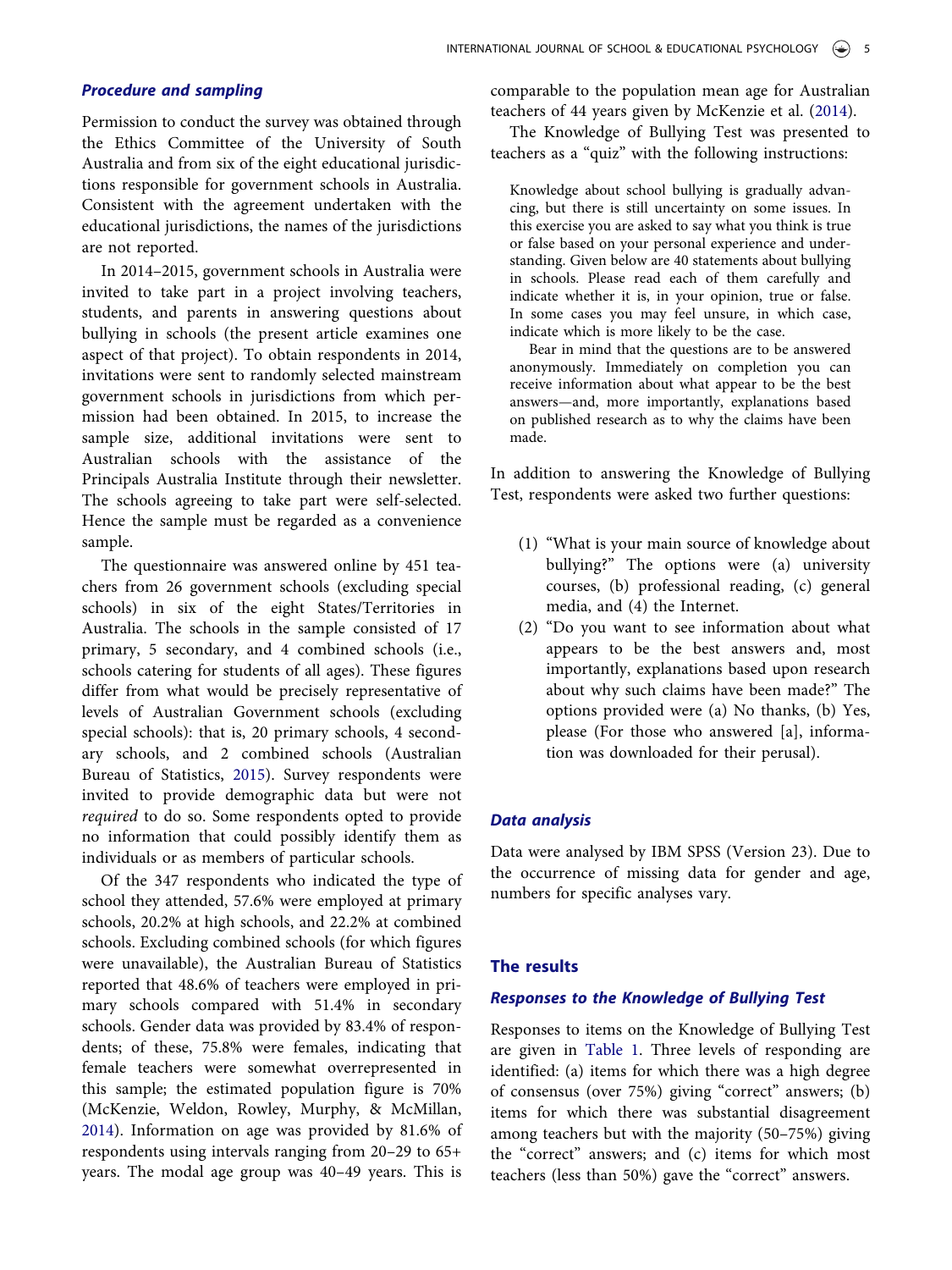### *Procedure and sampling*

Permission to conduct the survey was obtained through the Ethics Committee of the University of South Australia and from six of the eight educational jurisdictions responsible for government schools in Australia. Consistent with the agreement undertaken with the educational jurisdictions, the names of the jurisdictions are not reported.

In 2014–2015, government schools in Australia were invited to take part in a project involving teachers, students, and parents in answering questions about bullying in schools (the present article examines one aspect of that project). To obtain respondents in 2014, invitations were sent to randomly selected mainstream government schools in jurisdictions from which permission had been obtained. In 2015, to increase the sample size, additional invitations were sent to Australian schools with the assistance of the Principals Australia Institute through their newsletter. The schools agreeing to take part were self-selected. Hence the sample must be regarded as a convenience sample.

The questionnaire was answered online by 451 teachers from 26 government schools (excluding special schools) in six of the eight States/Territories in Australia. The schools in the sample consisted of 17 primary, 5 secondary, and 4 combined schools (i.e., schools catering for students of all ages). These figures differ from what would be precisely representative of levels of Australian Government schools (excluding special schools): that is, 20 primary schools, 4 secondary schools, and 2 combined schools (Australian Bureau of Statistics, 2015). Survey respondents were invited to provide demographic data but were not *required* to do so. Some respondents opted to provide no information that could possibly identify them as individuals or as members of particular schools.

Of the 347 respondents who indicated the type of school they attended, 57.6% were employed at primary schools, 20.2% at high schools, and 22.2% at combined schools. Excluding combined schools (for which figures were unavailable), the Australian Bureau of Statistics reported that 48.6% of teachers were employed in primary schools compared with 51.4% in secondary schools. Gender data was provided by 83.4% of respondents; of these, 75.8% were females, indicating that female teachers were somewhat overrepresented in this sample; the estimated population figure is 70% (McKenzie, Weldon, Rowley, Murphy, & McMillan, 2014). Information on age was provided by 81.6% of respondents using intervals ranging from 20–29 to 65+ years. The modal age group was 40–49 years. This is comparable to the population mean age for Australian teachers of 44 years given by McKenzie et al. (2014).

The Knowledge of Bullying Test was presented to teachers as a "quiz" with the following instructions:

> Knowledge about school bullying is gradually advancing, but there is still uncertainty on some issues. In this exercise you are asked to say what you think is true or false based on your personal experience and understanding. Given below are 40 statements about bullying in schools. Please read each of them carefully and indicate whether it is, in your opinion, true or false. In some cases you may feel unsure, in which case, indicate which is more likely to be the case.
>
> Bear in mind that the questions are to be answered anonymously. Immediately on completion you can receive information about what appear to be the best answers—and, more importantly, explanations based on published research as to why the claims have been made.

In addition to answering the Knowledge of Bullying Test, respondents were asked two further questions:

(1) "What is your main source of knowledge about bullying?" The options were (a) university courses, (b) professional reading, (c) general media, and (4) the Internet.
(2) "Do you want to see information about what appears to be the best answers and, most importantly, explanations based upon research about why such claims have been made?" The options provided were (a) No thanks, (b) Yes, please (For those who answered [a], information was downloaded for their perusal).

### *Data analysis*

Data were analysed by IBM SPSS (Version 23). Due to the occurrence of missing data for gender and age, numbers for specific analyses vary.

## The results

### *Responses to the Knowledge of Bullying Test*

Responses to items on the Knowledge of Bullying Test are given in Table 1. Three levels of responding are identified: (a) items for which there was a high degree of consensus (over 75%) giving "correct" answers; (b) items for which there was substantial disagreement among teachers but with the majority (50–75%) giving the "correct" answers; and (c) items for which most teachers (less than 50%) gave the "correct" answers.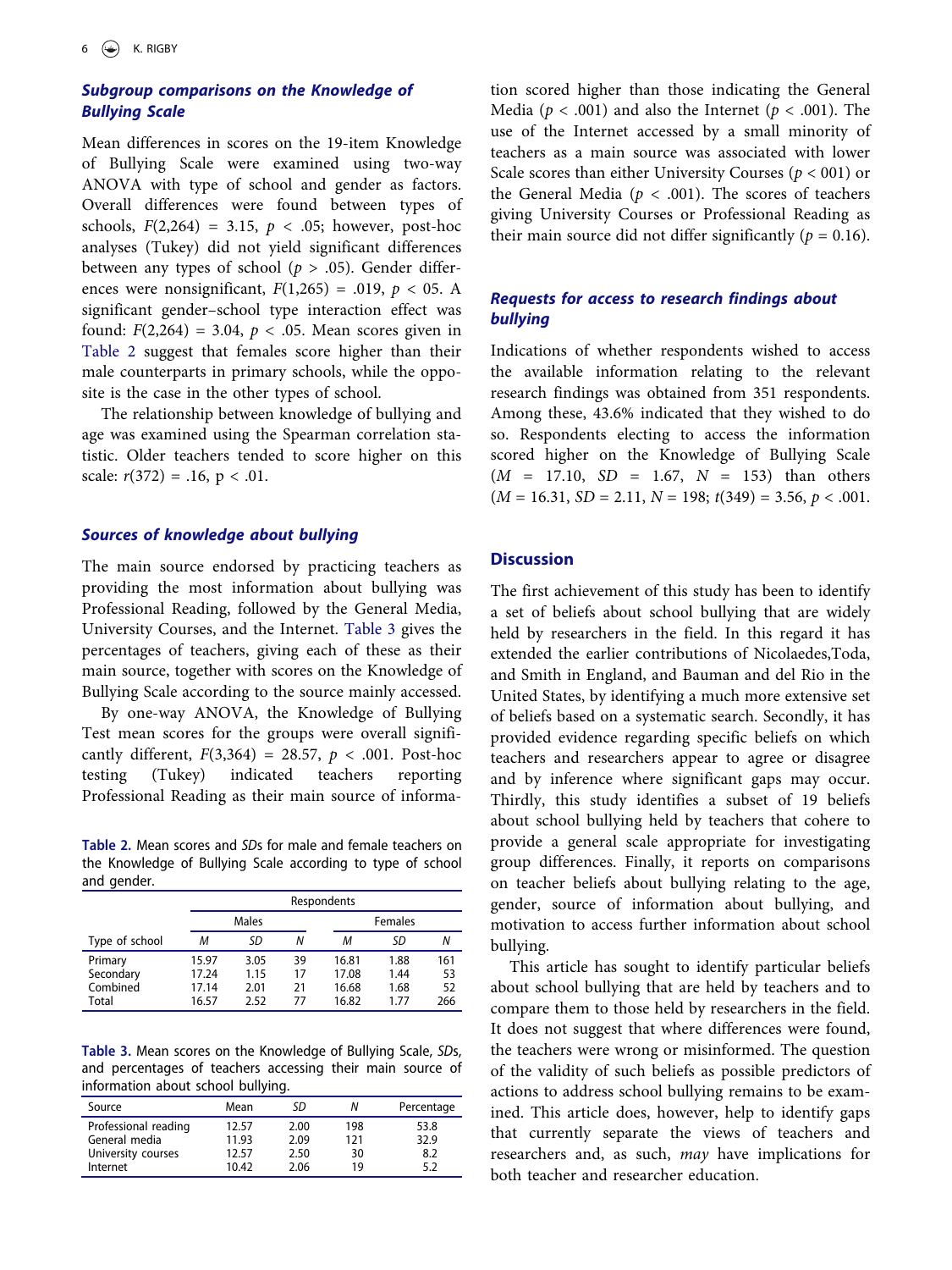### Subgroup comparisons on the Knowledge of Bullying Scale

Mean differences in scores on the 19-item Knowledge of Bullying Scale were examined using two-way ANOVA with type of school and gender as factors. Overall differences were found between types of schools, $F(2,264) = 3.15$, $p < .05$; however, post-hoc analyses (Tukey) did not yield significant differences between any types of school ($p > .05$). Gender differences were nonsignificant, $F(1,265) = .019$, $p <$ 05. A significant gender–school type interaction effect was found: $F(2,264) = 3.04$, $p < .05$. Mean scores given in Table 2 suggest that females score higher than their male counterparts in primary schools, while the opposite is the case in the other types of school.

The relationship between knowledge of bullying and age was examined using the Spearman correlation statistic. Older teachers tended to score higher on this scale: $r(372) = .16$, $p < .01$.

### Sources of knowledge about bullying

The main source endorsed by practicing teachers as providing the most information about bullying was Professional Reading, followed by the General Media, University Courses, and the Internet. Table 3 gives the percentages of teachers, giving each of these as their main source, together with scores on the Knowledge of Bullying Scale according to the source mainly accessed.

By one-way ANOVA, the Knowledge of Bullying Test mean scores for the groups were overall significantly different, $F(3,364) = 28.57$, $p < .001$. Post-hoc testing (Tukey) indicated teachers reporting Professional Reading as their main source of information scored higher than those indicating the General Media ($p < .001$) and also the Internet ($p < .001$). The use of the Internet accessed by a small minority of teachers as a main source was associated with lower Scale scores than either University Courses ($p <$ 001) or the General Media ($p < .001$). The scores of teachers giving University Courses or Professional Reading as their main source did not differ significantly ($p = 0.16$).

**Table 2.** Mean scores and *SD*s for male and female teachers on the Knowledge of Bullying Scale according to type of school and gender.

| | Respondents | | | | | |
|---|---|---|---|---|---|---|
| | Males | | | Females | | |
| Type of school | *M* | *SD* | *N* | *M* | *SD* | *N* |
| Primary | 15.97 | 3.05 | 39 | 16.81 | 1.88 | 161 |
| Secondary | 17.24 | 1.15 | 17 | 17.08 | 1.44 | 53 |
| Combined | 17.14 | 2.01 | 21 | 16.68 | 1.68 | 52 |
| Total | 16.57 | 2.52 | 77 | 16.82 | 1.77 | 266 |

**Table 3.** Mean scores on the Knowledge of Bullying Scale, *SDs*, and percentages of teachers accessing their main source of information about school bullying.

| Source | Mean | *SD* | *N* | Percentage |
|---|---|---|---|---|
| Professional reading | 12.57 | 2.00 | 198 | 53.8 |
| General media | 11.93 | 2.09 | 121 | 32.9 |
| University courses | 12.57 | 2.50 | 30 | 8.2 |
| Internet | 10.42 | 2.06 | 19 | 5.2 |

### Requests for access to research findings about bullying

Indications of whether respondents wished to access the available information relating to the relevant research findings was obtained from 351 respondents. Among these, 43.6% indicated that they wished to do so. Respondents electing to access the information scored higher on the Knowledge of Bullying Scale ($M = 17.10$, $SD = 1.67$, $N = 153$) than others ($M = 16.31$, $SD = 2.11$, $N = 198$; $t(349) = 3.56$, $p < .001$.

## Discussion

The first achievement of this study has been to identify a set of beliefs about school bullying that are widely held by researchers in the field. In this regard it has extended the earlier contributions of Nicolaedes,Toda, and Smith in England, and Bauman and del Rio in the United States, by identifying a much more extensive set of beliefs based on a systematic search. Secondly, it has provided evidence regarding specific beliefs on which teachers and researchers appear to agree or disagree and by inference where significant gaps may occur. Thirdly, this study identifies a subset of 19 beliefs about school bullying held by teachers that cohere to provide a general scale appropriate for investigating group differences. Finally, it reports on comparisons on teacher beliefs about bullying relating to the age, gender, source of information about bullying, and motivation to access further information about school bullying.

This article has sought to identify particular beliefs about school bullying that are held by teachers and to compare them to those held by researchers in the field. It does not suggest that where differences were found, the teachers were wrong or misinformed. The question of the validity of such beliefs as possible predictors of actions to address school bullying remains to be examined. This article does, however, help to identify gaps that currently separate the views of teachers and researchers and, as such, *may* have implications for both teacher and researcher education.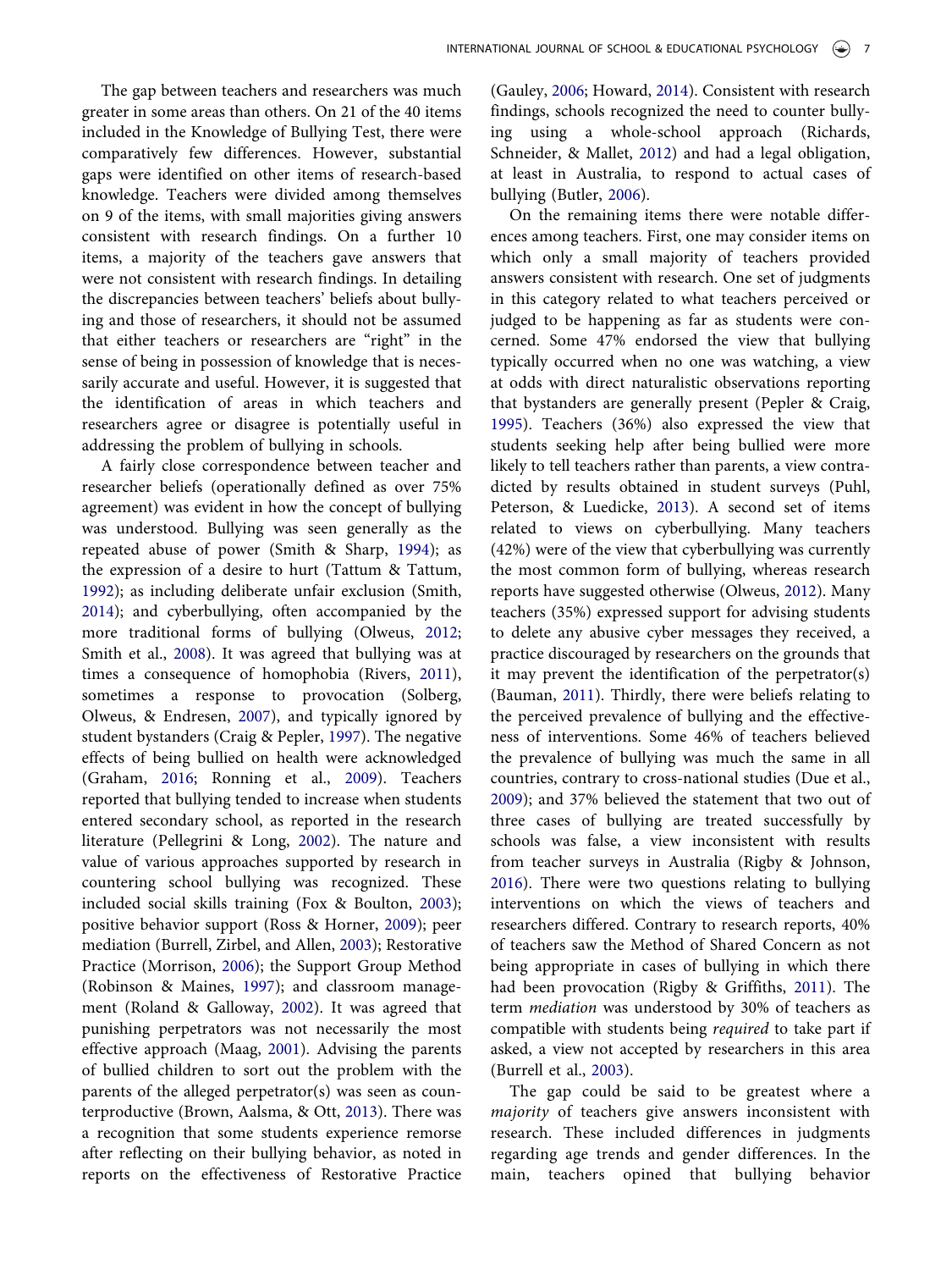The gap between teachers and researchers was much greater in some areas than others. On 21 of the 40 items included in the Knowledge of Bullying Test, there were comparatively few differences. However, substantial gaps were identified on other items of research-based knowledge. Teachers were divided among themselves on 9 of the items, with small majorities giving answers consistent with research findings. On a further 10 items, a majority of the teachers gave answers that were not consistent with research findings. In detailing the discrepancies between teachers' beliefs about bullying and those of researchers, it should not be assumed that either teachers or researchers are "right" in the sense of being in possession of knowledge that is necessarily accurate and useful. However, it is suggested that the identification of areas in which teachers and researchers agree or disagree is potentially useful in addressing the problem of bullying in schools.

A fairly close correspondence between teacher and researcher beliefs (operationally defined as over 75% agreement) was evident in how the concept of bullying was understood. Bullying was seen generally as the repeated abuse of power (Smith & Sharp, 1994); as the expression of a desire to hurt (Tattum & Tattum, 1992); as including deliberate unfair exclusion (Smith, 2014); and cyberbullying, often accompanied by the more traditional forms of bullying (Olweus, 2012; Smith et al., 2008). It was agreed that bullying was at times a consequence of homophobia (Rivers, 2011), sometimes a response to provocation (Solberg, Olweus, & Endresen, 2007), and typically ignored by student bystanders (Craig & Pepler, 1997). The negative effects of being bullied on health were acknowledged (Graham, 2016; Ronning et al., 2009). Teachers reported that bullying tended to increase when students entered secondary school, as reported in the research literature (Pellegrini & Long, 2002). The nature and value of various approaches supported by research in countering school bullying was recognized. These included social skills training (Fox & Boulton, 2003); positive behavior support (Ross & Horner, 2009); peer mediation (Burrell, Zirbel, and Allen, 2003); Restorative Practice (Morrison, 2006); the Support Group Method (Robinson & Maines, 1997); and classroom management (Roland & Galloway, 2002). It was agreed that punishing perpetrators was not necessarily the most effective approach (Maag, 2001). Advising the parents of bullied children to sort out the problem with the parents of the alleged perpetrator(s) was seen as counterproductive (Brown, Aalsma, & Ott, 2013). There was a recognition that some students experience remorse after reflecting on their bullying behavior, as noted in reports on the effectiveness of Restorative Practice (Gauley, 2006; Howard, 2014). Consistent with research findings, schools recognized the need to counter bullying using a whole-school approach (Richards, Schneider, & Mallet, 2012) and had a legal obligation, at least in Australia, to respond to actual cases of bullying (Butler, 2006).

On the remaining items there were notable differences among teachers. First, one may consider items on which only a small majority of teachers provided answers consistent with research. One set of judgments in this category related to what teachers perceived or judged to be happening as far as students were concerned. Some 47% endorsed the view that bullying typically occurred when no one was watching, a view at odds with direct naturalistic observations reporting that bystanders are generally present (Pepler & Craig, 1995). Teachers (36%) also expressed the view that students seeking help after being bullied were more likely to tell teachers rather than parents, a view contradicted by results obtained in student surveys (Puhl, Peterson, & Luedicke, 2013). A second set of items related to views on cyberbullying. Many teachers (42%) were of the view that cyberbullying was currently the most common form of bullying, whereas research reports have suggested otherwise (Olweus, 2012). Many teachers (35%) expressed support for advising students to delete any abusive cyber messages they received, a practice discouraged by researchers on the grounds that it may prevent the identification of the perpetrator(s) (Bauman, 2011). Thirdly, there were beliefs relating to the perceived prevalence of bullying and the effectiveness of interventions. Some 46% of teachers believed the prevalence of bullying was much the same in all countries, contrary to cross-national studies (Due et al., 2009); and 37% believed the statement that two out of three cases of bullying are treated successfully by schools was false, a view inconsistent with results from teacher surveys in Australia (Rigby & Johnson, 2016). There were two questions relating to bullying interventions on which the views of teachers and researchers differed. Contrary to research reports, 40% of teachers saw the Method of Shared Concern as not being appropriate in cases of bullying in which there had been provocation (Rigby & Griffiths, 2011). The term *mediation* was understood by 30% of teachers as compatible with students being *required* to take part if asked, a view not accepted by researchers in this area (Burrell et al., 2003).

The gap could be said to be greatest where a *majority* of teachers give answers inconsistent with research. These included differences in judgments regarding age trends and gender differences. In the main, teachers opined that bullying behavior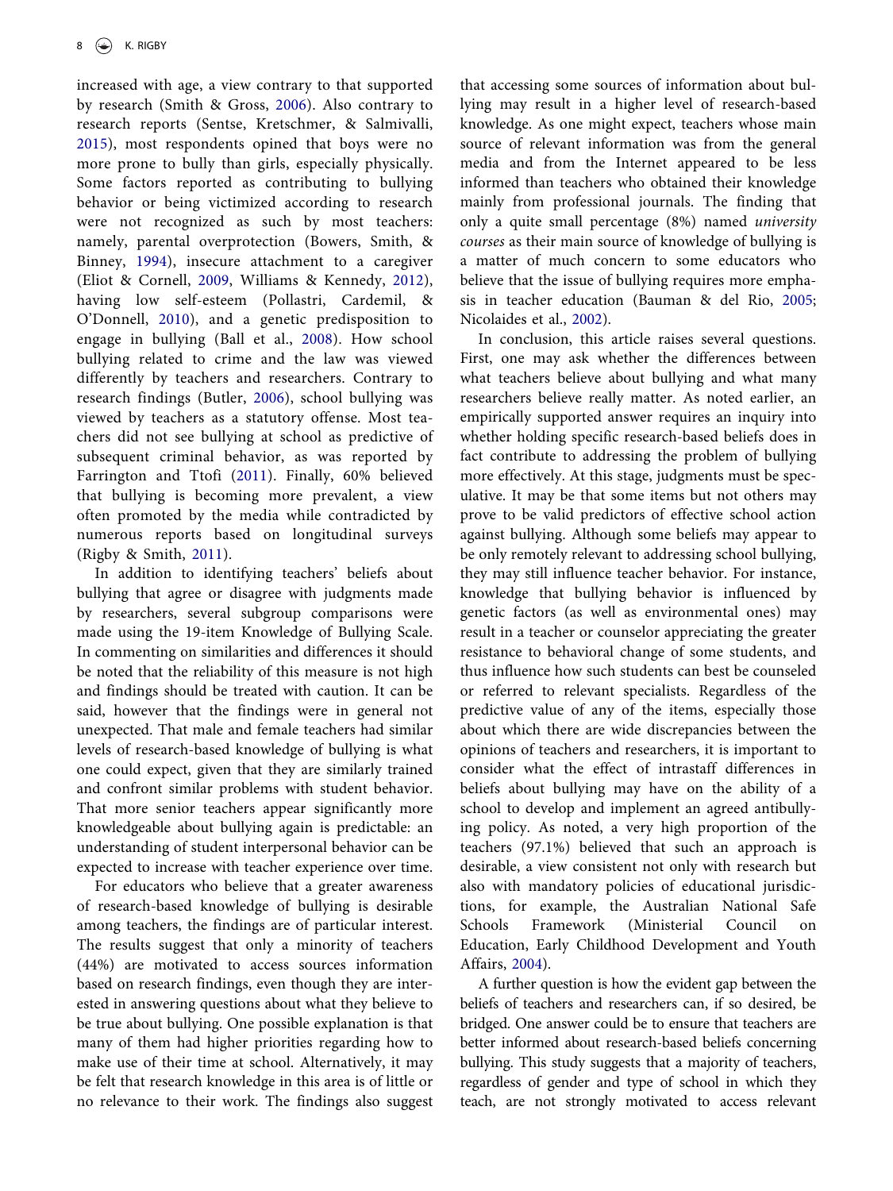increased with age, a view contrary to that supported by research (Smith & Gross, 2006). Also contrary to research reports (Sentse, Kretschmer, & Salmivalli, 2015), most respondents opined that boys were no more prone to bully than girls, especially physically. Some factors reported as contributing to bullying behavior or being victimized according to research were not recognized as such by most teachers: namely, parental overprotection (Bowers, Smith, & Binney, 1994), insecure attachment to a caregiver (Eliot & Cornell, 2009, Williams & Kennedy, 2012), having low self-esteem (Pollastri, Cardemil, & O'Donnell, 2010), and a genetic predisposition to engage in bullying (Ball et al., 2008). How school bullying related to crime and the law was viewed differently by teachers and researchers. Contrary to research findings (Butler, 2006), school bullying was viewed by teachers as a statutory offense. Most teachers did not see bullying at school as predictive of subsequent criminal behavior, as was reported by Farrington and Ttofi (2011). Finally, 60% believed that bullying is becoming more prevalent, a view often promoted by the media while contradicted by numerous reports based on longitudinal surveys (Rigby & Smith, 2011).

In addition to identifying teachers' beliefs about bullying that agree or disagree with judgments made by researchers, several subgroup comparisons were made using the 19-item Knowledge of Bullying Scale. In commenting on similarities and differences it should be noted that the reliability of this measure is not high and findings should be treated with caution. It can be said, however that the findings were in general not unexpected. That male and female teachers had similar levels of research-based knowledge of bullying is what one could expect, given that they are similarly trained and confront similar problems with student behavior. That more senior teachers appear significantly more knowledgeable about bullying again is predictable: an understanding of student interpersonal behavior can be expected to increase with teacher experience over time.

For educators who believe that a greater awareness of research-based knowledge of bullying is desirable among teachers, the findings are of particular interest. The results suggest that only a minority of teachers (44%) are motivated to access sources information based on research findings, even though they are interested in answering questions about what they believe to be true about bullying. One possible explanation is that many of them had higher priorities regarding how to make use of their time at school. Alternatively, it may be felt that research knowledge in this area is of little or no relevance to their work. The findings also suggest that accessing some sources of information about bullying may result in a higher level of research-based knowledge. As one might expect, teachers whose main source of relevant information was from the general media and from the Internet appeared to be less informed than teachers who obtained their knowledge mainly from professional journals. The finding that only a quite small percentage (8%) named *university courses* as their main source of knowledge of bullying is a matter of much concern to some educators who believe that the issue of bullying requires more emphasis in teacher education (Bauman & del Rio, 2005; Nicolaides et al., 2002).

In conclusion, this article raises several questions. First, one may ask whether the differences between what teachers believe about bullying and what many researchers believe really matter. As noted earlier, an empirically supported answer requires an inquiry into whether holding specific research-based beliefs does in fact contribute to addressing the problem of bullying more effectively. At this stage, judgments must be speculative. It may be that some items but not others may prove to be valid predictors of effective school action against bullying. Although some beliefs may appear to be only remotely relevant to addressing school bullying, they may still influence teacher behavior. For instance, knowledge that bullying behavior is influenced by genetic factors (as well as environmental ones) may result in a teacher or counselor appreciating the greater resistance to behavioral change of some students, and thus influence how such students can best be counseled or referred to relevant specialists. Regardless of the predictive value of any of the items, especially those about which there are wide discrepancies between the opinions of teachers and researchers, it is important to consider what the effect of intrastaff differences in beliefs about bullying may have on the ability of a school to develop and implement an agreed antibullying policy. As noted, a very high proportion of the teachers (97.1%) believed that such an approach is desirable, a view consistent not only with research but also with mandatory policies of educational jurisdictions, for example, the Australian National Safe Schools Framework (Ministerial Council on Education, Early Childhood Development and Youth Affairs, 2004).

A further question is how the evident gap between the beliefs of teachers and researchers can, if so desired, be bridged. One answer could be to ensure that teachers are better informed about research-based beliefs concerning bullying. This study suggests that a majority of teachers, regardless of gender and type of school in which they teach, are not strongly motivated to access relevant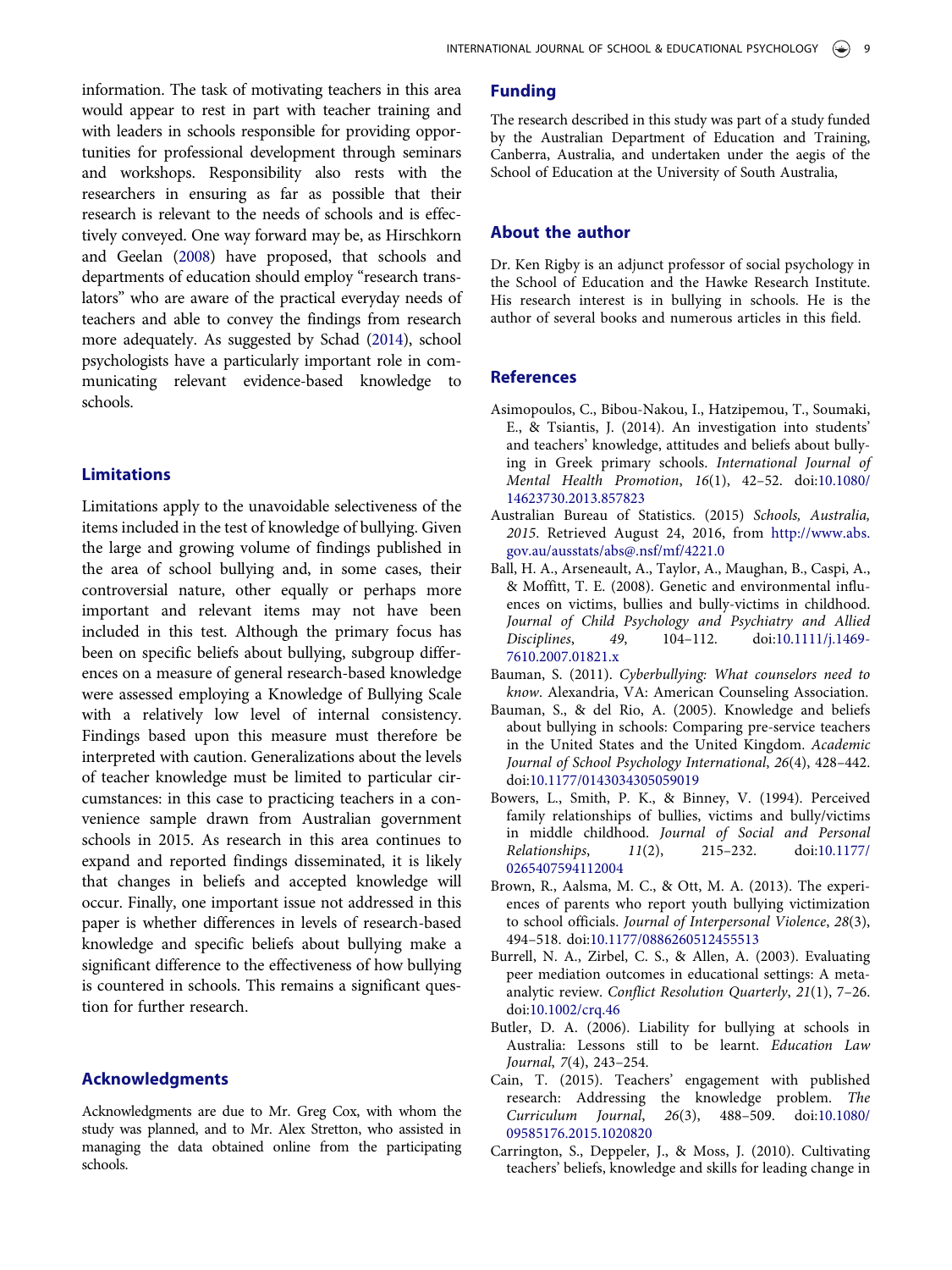information. The task of motivating teachers in this area would appear to rest in part with teacher training and with leaders in schools responsible for providing opportunities for professional development through seminars and workshops. Responsibility also rests with the researchers in ensuring as far as possible that their research is relevant to the needs of schools and is effectively conveyed. One way forward may be, as Hirschkorn and Geelan (2008) have proposed, that schools and departments of education should employ "research translators" who are aware of the practical everyday needs of teachers and able to convey the findings from research more adequately. As suggested by Schad (2014), school psychologists have a particularly important role in communicating relevant evidence-based knowledge to schools.

## Limitations

Limitations apply to the unavoidable selectiveness of the items included in the test of knowledge of bullying. Given the large and growing volume of findings published in the area of school bullying and, in some cases, their controversial nature, other equally or perhaps more important and relevant items may not have been included in this test. Although the primary focus has been on specific beliefs about bullying, subgroup differences on a measure of general research-based knowledge were assessed employing a Knowledge of Bullying Scale with a relatively low level of internal consistency. Findings based upon this measure must therefore be interpreted with caution. Generalizations about the levels of teacher knowledge must be limited to particular circumstances: in this case to practicing teachers in a convenience sample drawn from Australian government schools in 2015. As research in this area continues to expand and reported findings disseminated, it is likely that changes in beliefs and accepted knowledge will occur. Finally, one important issue not addressed in this paper is whether differences in levels of research-based knowledge and specific beliefs about bullying make a significant difference to the effectiveness of how bullying is countered in schools. This remains a significant question for further research.

## Acknowledgments

Acknowledgments are due to Mr. Greg Cox, with whom the study was planned, and to Mr. Alex Stretton, who assisted in managing the data obtained online from the participating schools.

## Funding

The research described in this study was part of a study funded by the Australian Department of Education and Training, Canberra, Australia, and undertaken under the aegis of the School of Education at the University of South Australia,

## About the author

Dr. Ken Rigby is an adjunct professor of social psychology in the School of Education and the Hawke Research Institute. His research interest is in bullying in schools. He is the author of several books and numerous articles in this field.

## References

Asimopoulos, C., Bibou-Nakou, I., Hatzipemou, T., Soumaki, E., & Tsiantis, J. (2014). An investigation into students' and teachers' knowledge, attitudes and beliefs about bullying in Greek primary schools. *International Journal of Mental Health Promotion*, *16*(1), 42–52. doi:10.1080/14623730.2013.857823

Australian Bureau of Statistics. (2015) *Schools, Australia, 2015*. Retrieved August 24, 2016, from http://www.abs.gov.au/ausstats/abs@.nsf/mf/4221.0

Ball, H. A., Arseneault, A., Taylor, A., Maughan, B., Caspi, A., & Moffitt, T. E. (2008). Genetic and environmental influences on victims, bullies and bully-victims in childhood. *Journal of Child Psychology and Psychiatry and Allied Disciplines*, *49*, 104–112. doi:10.1111/j.1469-7610.2007.01821.x

Bauman, S. (2011). *Cyberbullying: What counselors need to know*. Alexandria, VA: American Counseling Association.

Bauman, S., & del Rio, A. (2005). Knowledge and beliefs about bullying in schools: Comparing pre-service teachers in the United States and the United Kingdom. *Academic Journal of School Psychology International*, *26*(4), 428–442. doi:10.1177/0143034305059019

Bowers, L., Smith, P. K., & Binney, V. (1994). Perceived family relationships of bullies, victims and bully/victims in middle childhood. *Journal of Social and Personal Relationships*, *11*(2), 215–232. doi:10.1177/0265407594112004

Brown, R., Aalsma, M. C., & Ott, M. A. (2013). The experiences of parents who report youth bullying victimization to school officials. *Journal of Interpersonal Violence*, *28*(3), 494–518. doi:10.1177/0886260512455513

Burrell, N. A., Zirbel, C. S., & Allen, A. (2003). Evaluating peer mediation outcomes in educational settings: A meta-analytic review. *Conflict Resolution Quarterly*, *21*(1), 7–26. doi:10.1002/crq.46

Butler, D. A. (2006). Liability for bullying at schools in Australia: Lessons still to be learnt. *Education Law Journal*, *7*(4), 243–254.

Cain, T. (2015). Teachers' engagement with published research: Addressing the knowledge problem. *The Curriculum Journal*, *26*(3), 488–509. doi:10.1080/09585176.2015.1020820

Carrington, S., Deppeler, J., & Moss, J. (2010). Cultivating teachers' beliefs, knowledge and skills for leading change in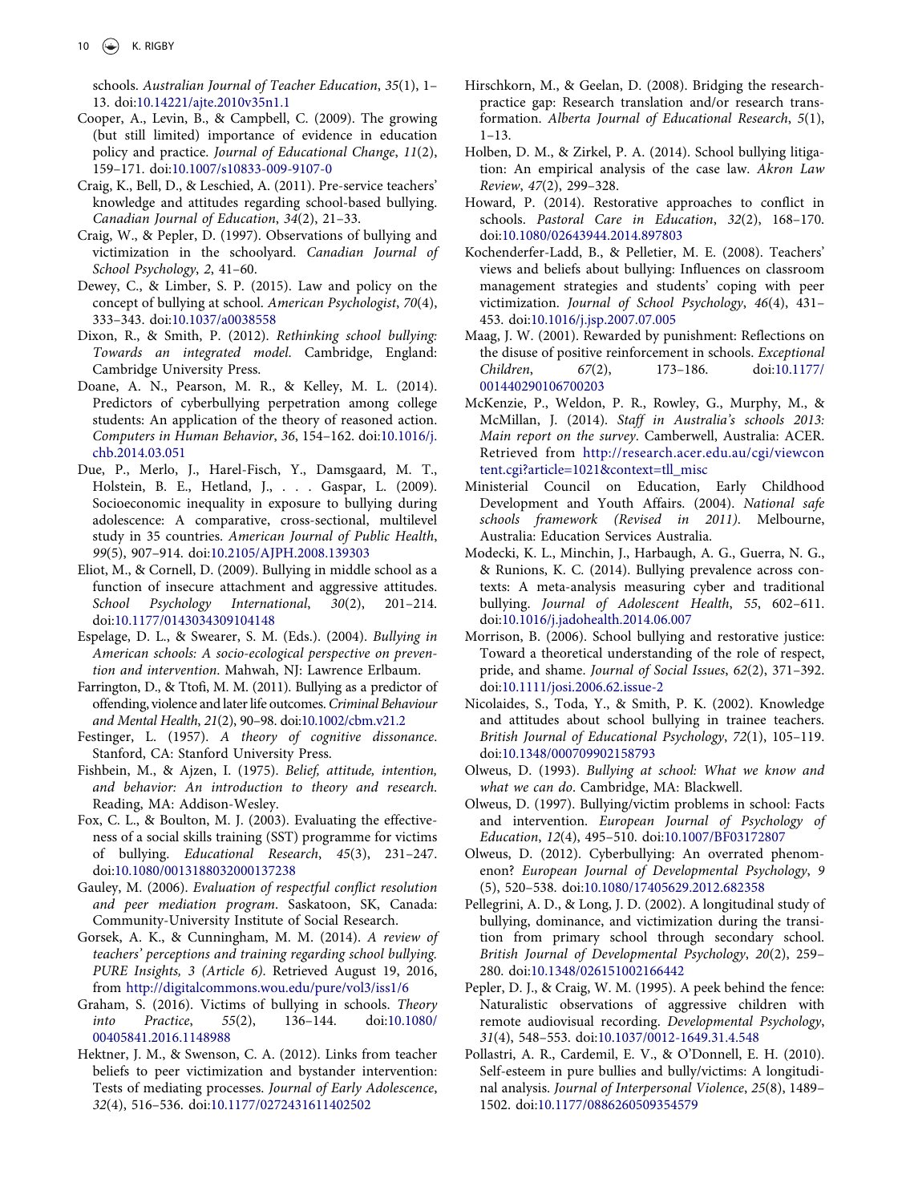schools. *Australian Journal of Teacher Education*, *35*(1), 1–13. doi:10.14221/ajte.2010v35n1.1

Cooper, A., Levin, B., & Campbell, C. (2009). The growing (but still limited) importance of evidence in education policy and practice. *Journal of Educational Change*, *11*(2), 159–171. doi:10.1007/s10833-009-9107-0

Craig, K., Bell, D., & Leschied, A. (2011). Pre-service teachers' knowledge and attitudes regarding school-based bullying. *Canadian Journal of Education*, *34*(2), 21–33.

Craig, W., & Pepler, D. (1997). Observations of bullying and victimization in the schoolyard. *Canadian Journal of School Psychology*, *2*, 41–60.

Dewey, C., & Limber, S. P. (2015). Law and policy on the concept of bullying at school. *American Psychologist*, *70*(4), 333–343. doi:10.1037/a0038558

Dixon, R., & Smith, P. (2012). *Rethinking school bullying: Towards an integrated model*. Cambridge, England: Cambridge University Press.

Doane, A. N., Pearson, M. R., & Kelley, M. L. (2014). Predictors of cyberbullying perpetration among college students: An application of the theory of reasoned action. *Computers in Human Behavior*, *36*, 154–162. doi:10.1016/j.chb.2014.03.051

Due, P., Merlo, J., Harel-Fisch, Y., Damsgaard, M. T., Holstein, B. E., Hetland, J., . . . Gaspar, L. (2009). Socioeconomic inequality in exposure to bullying during adolescence: A comparative, cross-sectional, multilevel study in 35 countries. *American Journal of Public Health*, *99*(5), 907–914. doi:10.2105/AJPH.2008.139303

Eliot, M., & Cornell, D. (2009). Bullying in middle school as a function of insecure attachment and aggressive attitudes. *School Psychology International*, *30*(2), 201–214. doi:10.1177/0143034309104148

Espelage, D. L., & Swearer, S. M. (Eds.). (2004). *Bullying in American schools: A socio-ecological perspective on prevention and intervention*. Mahwah, NJ: Lawrence Erlbaum.

Farrington, D., & Ttofi, M. M. (2011). Bullying as a predictor of offending, violence and later life outcomes. *Criminal Behaviour and Mental Health*, *21*(2), 90–98. doi:10.1002/cbm.v21.2

Festinger, L. (1957). *A theory of cognitive dissonance*. Stanford, CA: Stanford University Press.

Fishbein, M., & Ajzen, I. (1975). *Belief, attitude, intention, and behavior: An introduction to theory and research*. Reading, MA: Addison-Wesley.

Fox, C. L., & Boulton, M. J. (2003). Evaluating the effectiveness of a social skills training (SST) programme for victims of bullying. *Educational Research*, *45*(3), 231–247. doi:10.1080/0013188032000137238

Gauley, M. (2006). *Evaluation of respectful conflict resolution and peer mediation program*. Saskatoon, SK, Canada: Community-University Institute of Social Research.

Gorsek, A. K., & Cunningham, M. M. (2014). *A review of teachers' perceptions and training regarding school bullying. PURE Insights, 3 (Article 6)*. Retrieved August 19, 2016, from http://digitalcommons.wou.edu/pure/vol3/iss1/6

Graham, S. (2016). Victims of bullying in schools. *Theory into Practice*, *55*(2), 136–144. doi:10.1080/00405841.2016.1148988

Hektner, J. M., & Swenson, C. A. (2012). Links from teacher beliefs to peer victimization and bystander intervention: Tests of mediating processes. *Journal of Early Adolescence*, *32*(4), 516–536. doi:10.1177/0272431611402502

Hirschkorn, M., & Geelan, D. (2008). Bridging the research-practice gap: Research translation and/or research transformation. *Alberta Journal of Educational Research*, *5*(1), 1–13.

Holben, D. M., & Zirkel, P. A. (2014). School bullying litigation: An empirical analysis of the case law. *Akron Law Review*, *47*(2), 299–328.

Howard, P. (2014). Restorative approaches to conflict in schools. *Pastoral Care in Education*, *32*(2), 168–170. doi:10.1080/02643944.2014.897803

Kochenderfer-Ladd, B., & Pelletier, M. E. (2008). Teachers' views and beliefs about bullying: Influences on classroom management strategies and students' coping with peer victimization. *Journal of School Psychology*, *46*(4), 431–453. doi:10.1016/j.jsp.2007.07.005

Maag, J. W. (2001). Rewarded by punishment: Reflections on the disuse of positive reinforcement in schools. *Exceptional Children*, *67*(2), 173–186. doi:10.1177/001440290106700203

McKenzie, P., Weldon, P. R., Rowley, G., Murphy, M., & McMillan, J. (2014). *Staff in Australia's schools 2013: Main report on the survey*. Camberwell, Australia: ACER. Retrieved from http://research.acer.edu.au/cgi/viewcontent.cgi?article=1021&context=tll_misc

Ministerial Council on Education, Early Childhood Development and Youth Affairs. (2004). *National safe schools framework (Revised in 2011)*. Melbourne, Australia: Education Services Australia.

Modecki, K. L., Minchin, J., Harbaugh, A. G., Guerra, N. G., & Runions, K. C. (2014). Bullying prevalence across contexts: A meta-analysis measuring cyber and traditional bullying. *Journal of Adolescent Health*, *55*, 602–611. doi:10.1016/j.jadohealth.2014.06.007

Morrison, B. (2006). School bullying and restorative justice: Toward a theoretical understanding of the role of respect, pride, and shame. *Journal of Social Issues*, *62*(2), 371–392. doi:10.1111/josi.2006.62.issue-2

Nicolaides, S., Toda, Y., & Smith, P. K. (2002). Knowledge and attitudes about school bullying in trainee teachers. *British Journal of Educational Psychology*, *72*(1), 105–119. doi:10.1348/000709902158793

Olweus, D. (1993). *Bullying at school: What we know and what we can do*. Cambridge, MA: Blackwell.

Olweus, D. (1997). Bully/victim problems in school: Facts and intervention. *European Journal of Psychology of Education*, *12*(4), 495–510. doi:10.1007/BF03172807

Olweus, D. (2012). Cyberbullying: An overrated phenomenon? *European Journal of Developmental Psychology*, *9*(5), 520–538. doi:10.1080/17405629.2012.682358

Pellegrini, A. D., & Long, J. D. (2002). A longitudinal study of bullying, dominance, and victimization during the transition from primary school through secondary school. *British Journal of Developmental Psychology*, *20*(2), 259–280. doi:10.1348/026151002166442

Pepler, D. J., & Craig, W. M. (1995). A peek behind the fence: Naturalistic observations of aggressive children with remote audiovisual recording. *Developmental Psychology*, *31*(4), 548–553. doi:10.1037/0012-1649.31.4.548

Pollastri, A. R., Cardemil, E. V., & O'Donnell, E. H. (2010). Self-esteem in pure bullies and bully/victims: A longitudinal analysis. *Journal of Interpersonal Violence*, *25*(8), 1489–1502. doi:10.1177/0886260509354579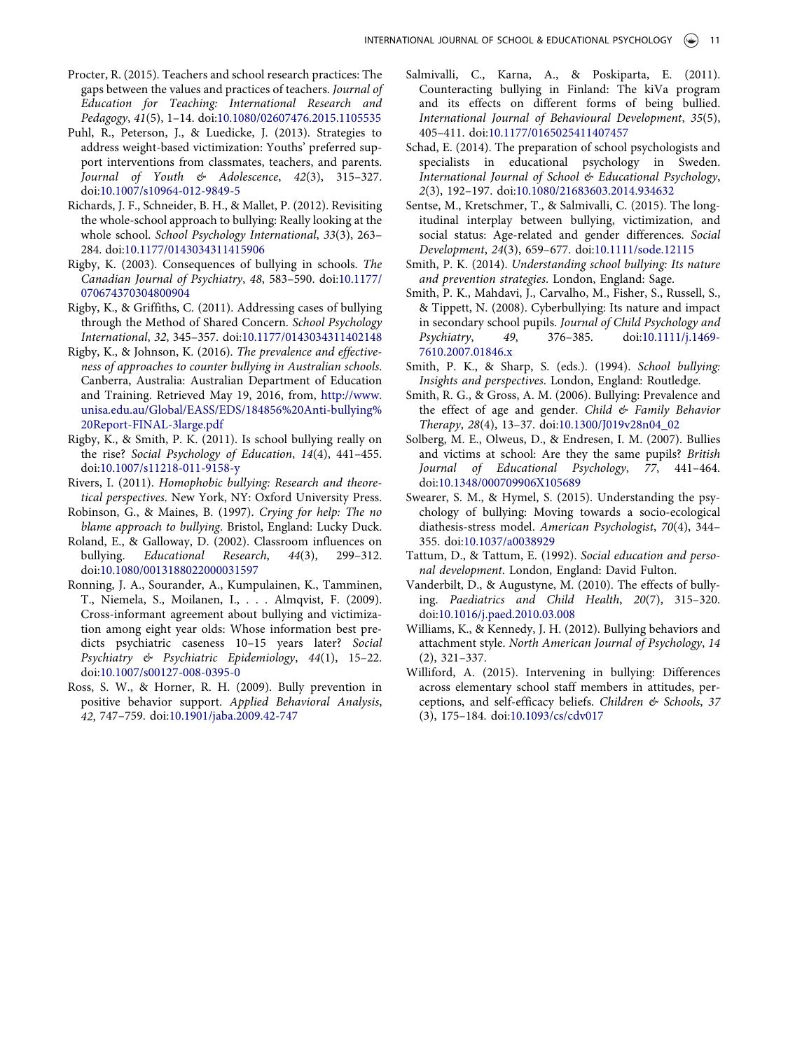Procter, R. (2015). Teachers and school research practices: The gaps between the values and practices of teachers. *Journal of Education for Teaching: International Research and Pedagogy*, *41*(5), 1–14. doi:10.1080/02607476.2015.1105535

Puhl, R., Peterson, J., & Luedicke, J. (2013). Strategies to address weight-based victimization: Youths' preferred support interventions from classmates, teachers, and parents. *Journal of Youth & Adolescence*, *42*(3), 315–327. doi:10.1007/s10964-012-9849-5

Richards, J. F., Schneider, B. H., & Mallet, P. (2012). Revisiting the whole-school approach to bullying: Really looking at the whole school. *School Psychology International*, *33*(3), 263–284. doi:10.1177/0143034311415906

Rigby, K. (2003). Consequences of bullying in schools. *The Canadian Journal of Psychiatry*, *48*, 583–590. doi:10.1177/070674370304800904

Rigby, K., & Griffiths, C. (2011). Addressing cases of bullying through the Method of Shared Concern. *School Psychology International*, *32*, 345–357. doi:10.1177/0143034311402148

Rigby, K., & Johnson, K. (2016). *The prevalence and effectiveness of approaches to counter bullying in Australian schools*. Canberra, Australia: Australian Department of Education and Training. Retrieved May 19, 2016, from, http://www.unisa.edu.au/Global/EASS/EDS/184856%20Anti-bullying%20Report-FINAL-3large.pdf

Rigby, K., & Smith, P. K. (2011). Is school bullying really on the rise? *Social Psychology of Education*, *14*(4), 441–455. doi:10.1007/s11218-011-9158-y

Rivers, I. (2011). *Homophobic bullying: Research and theoretical perspectives*. New York, NY: Oxford University Press.

Robinson, G., & Maines, B. (1997). *Crying for help: The no blame approach to bullying*. Bristol, England: Lucky Duck.

Roland, E., & Galloway, D. (2002). Classroom influences on bullying. *Educational Research*, *44*(3), 299–312. doi:10.1080/0013188022000031597

Ronning, J. A., Sourander, A., Kumpulainen, K., Tamminen, T., Niemela, S., Moilanen, I., . . . Almqvist, F. (2009). Cross-informant agreement about bullying and victimization among eight year olds: Whose information best predicts psychiatric caseness 10–15 years later? *Social Psychiatry & Psychiatric Epidemiology*, *44*(1), 15–22. doi:10.1007/s00127-008-0395-0

Ross, S. W., & Horner, R. H. (2009). Bully prevention in positive behavior support. *Applied Behavioral Analysis*, *42*, 747–759. doi:10.1901/jaba.2009.42-747

Salmivalli, C., Karna, A., & Poskiparta, E. (2011). Counteracting bullying in Finland: The kiVa program and its effects on different forms of being bullied. *International Journal of Behavioural Development*, *35*(5), 405–411. doi:10.1177/0165025411407457

Schad, E. (2014). The preparation of school psychologists and specialists in educational psychology in Sweden. *International Journal of School & Educational Psychology*, *2*(3), 192–197. doi:10.1080/21683603.2014.934632

Sentse, M., Kretschmer, T., & Salmivalli, C. (2015). The longitudinal interplay between bullying, victimization, and social status: Age-related and gender differences. *Social Development*, *24*(3), 659–677. doi:10.1111/sode.12115

Smith, P. K. (2014). *Understanding school bullying: Its nature and prevention strategies*. London, England: Sage.

Smith, P. K., Mahdavi, J., Carvalho, M., Fisher, S., Russell, S., & Tippett, N. (2008). Cyberbullying: Its nature and impact in secondary school pupils. *Journal of Child Psychology and Psychiatry*, *49*, 376–385. doi:10.1111/j.1469-7610.2007.01846.x

Smith, P. K., & Sharp, S. (eds.). (1994). *School bullying: Insights and perspectives*. London, England: Routledge.

Smith, R. G., & Gross, A. M. (2006). Bullying: Prevalence and the effect of age and gender. *Child & Family Behavior Therapy*, *28*(4), 13–37. doi:10.1300/J019v28n04_02

Solberg, M. E., Olweus, D., & Endresen, I. M. (2007). Bullies and victims at school: Are they the same pupils? *British Journal of Educational Psychology*, *77*, 441–464. doi:10.1348/000709906X105689

Swearer, S. M., & Hymel, S. (2015). Understanding the psychology of bullying: Moving towards a socio-ecological diathesis-stress model. *American Psychologist*, *70*(4), 344–355. doi:10.1037/a0038929

Tattum, D., & Tattum, E. (1992). *Social education and personal development*. London, England: David Fulton.

Vanderbilt, D., & Augustyne, M. (2010). The effects of bullying. *Paediatrics and Child Health*, *20*(7), 315–320. doi:10.1016/j.paed.2010.03.008

Williams, K., & Kennedy, J. H. (2012). Bullying behaviors and attachment style. *North American Journal of Psychology*, *14*(2), 321–337.

Williford, A. (2015). Intervening in bullying: Differences across elementary school staff members in attitudes, perceptions, and self-efficacy beliefs. *Children & Schools*, *37*(3), 175–184. doi:10.1093/cs/cdv017